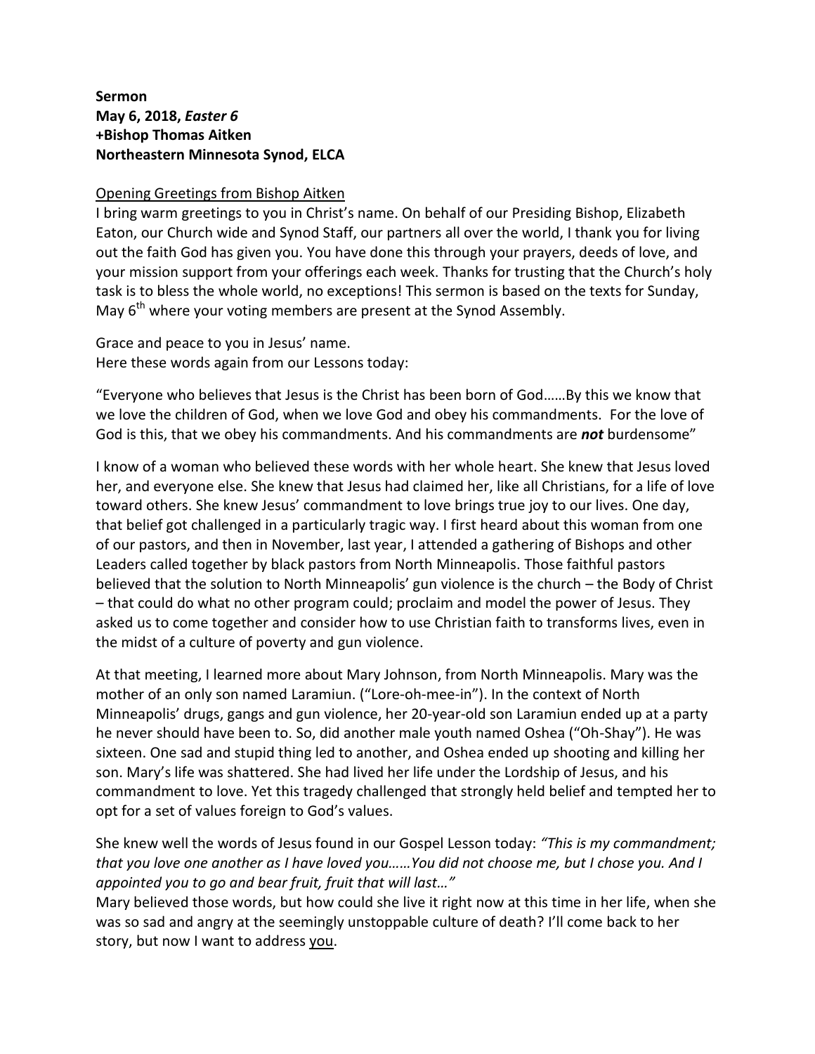**Sermon**
**May 6, 2018, *Easter 6***
**+Bishop Thomas Aitken**
**Northeastern Minnesota Synod, ELCA**

<u>Opening Greetings from Bishop Aitken</u>
I bring warm greetings to you in Christ's name. On behalf of our Presiding Bishop, Elizabeth Eaton, our Church wide and Synod Staff, our partners all over the world, I thank you for living out the faith God has given you. You have done this through your prayers, deeds of love, and your mission support from your offerings each week. Thanks for trusting that the Church's holy task is to bless the whole world, no exceptions! This sermon is based on the texts for Sunday, May 6th where your voting members are present at the Synod Assembly.

Grace and peace to you in Jesus' name.
Here these words again from our Lessons today:

"Everyone who believes that Jesus is the Christ has been born of God……By this we know that we love the children of God, when we love God and obey his commandments. For the love of God is this, that we obey his commandments. And his commandments are ***not*** burdensome"

I know of a woman who believed these words with her whole heart. She knew that Jesus loved her, and everyone else. She knew that Jesus had claimed her, like all Christians, for a life of love toward others. She knew Jesus' commandment to love brings true joy to our lives. One day, that belief got challenged in a particularly tragic way. I first heard about this woman from one of our pastors, and then in November, last year, I attended a gathering of Bishops and other Leaders called together by black pastors from North Minneapolis. Those faithful pastors believed that the solution to North Minneapolis' gun violence is the church – the Body of Christ – that could do what no other program could; proclaim and model the power of Jesus. They asked us to come together and consider how to use Christian faith to transforms lives, even in the midst of a culture of poverty and gun violence.

At that meeting, I learned more about Mary Johnson, from North Minneapolis. Mary was the mother of an only son named Laramiun. ("Lore-oh-mee-in"). In the context of North Minneapolis' drugs, gangs and gun violence, her 20-year-old son Laramiun ended up at a party he never should have been to. So, did another male youth named Oshea ("Oh-Shay"). He was sixteen. One sad and stupid thing led to another, and Oshea ended up shooting and killing her son. Mary's life was shattered. She had lived her life under the Lordship of Jesus, and his commandment to love. Yet this tragedy challenged that strongly held belief and tempted her to opt for a set of values foreign to God's values.

She knew well the words of Jesus found in our Gospel Lesson today: *"This is my commandment; that you love one another as I have loved you……You did not choose me, but I chose you. And I appointed you to go and bear fruit, fruit that will last…"*
Mary believed those words, but how could she live it right now at this time in her life, when she was so sad and angry at the seemingly unstoppable culture of death? I'll come back to her story, but now I want to address <u>you</u>.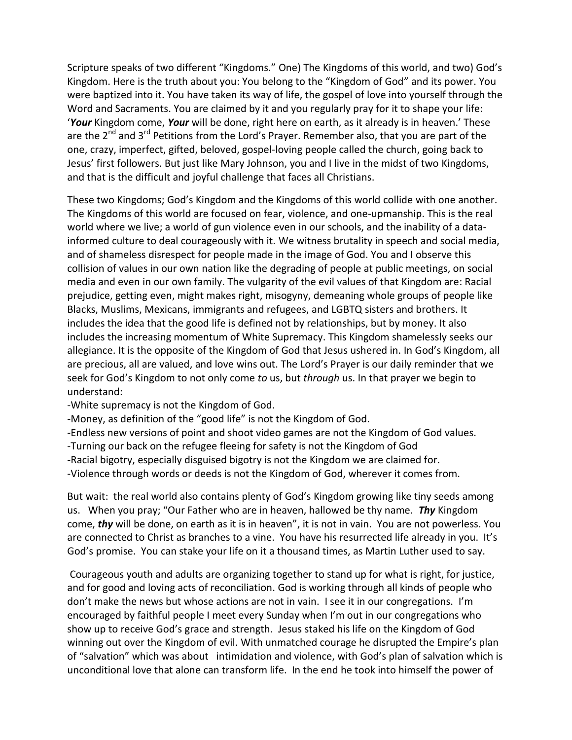Scripture speaks of two different "Kingdoms." One) The Kingdoms of this world, and two) God's Kingdom. Here is the truth about you: You belong to the "Kingdom of God" and its power. You were baptized into it. You have taken its way of life, the gospel of love into yourself through the Word and Sacraments. You are claimed by it and you regularly pray for it to shape your life: '***Your*** Kingdom come, ***Your*** will be done, right here on earth, as it already is in heaven.' These are the 2nd and 3rd Petitions from the Lord's Prayer. Remember also, that you are part of the one, crazy, imperfect, gifted, beloved, gospel-loving people called the church, going back to Jesus' first followers. But just like Mary Johnson, you and I live in the midst of two Kingdoms, and that is the difficult and joyful challenge that faces all Christians.

These two Kingdoms; God's Kingdom and the Kingdoms of this world collide with one another. The Kingdoms of this world are focused on fear, violence, and one-upmanship. This is the real world where we live; a world of gun violence even in our schools, and the inability of a data-informed culture to deal courageously with it. We witness brutality in speech and social media, and of shameless disrespect for people made in the image of God. You and I observe this collision of values in our own nation like the degrading of people at public meetings, on social media and even in our own family. The vulgarity of the evil values of that Kingdom are: Racial prejudice, getting even, might makes right, misogyny, demeaning whole groups of people like Blacks, Muslims, Mexicans, immigrants and refugees, and LGBTQ sisters and brothers. It includes the idea that the good life is defined not by relationships, but by money. It also includes the increasing momentum of White Supremacy. This Kingdom shamelessly seeks our allegiance. It is the opposite of the Kingdom of God that Jesus ushered in. In God's Kingdom, all are precious, all are valued, and love wins out. The Lord's Prayer is our daily reminder that we seek for God's Kingdom to not only come *to* us, but *through* us. In that prayer we begin to understand:

-White supremacy is not the Kingdom of God.
-Money, as definition of the "good life" is not the Kingdom of God.
-Endless new versions of point and shoot video games are not the Kingdom of God values.
-Turning our back on the refugee fleeing for safety is not the Kingdom of God
-Racial bigotry, especially disguised bigotry is not the Kingdom we are claimed for.
-Violence through words or deeds is not the Kingdom of God, wherever it comes from.

But wait: the real world also contains plenty of God's Kingdom growing like tiny seeds among us. When you pray; "Our Father who are in heaven, hallowed be thy name. ***Thy*** Kingdom come, ***thy*** will be done, on earth as it is in heaven", it is not in vain. You are not powerless. You are connected to Christ as branches to a vine. You have his resurrected life already in you. It's God's promise. You can stake your life on it a thousand times, as Martin Luther used to say.

Courageous youth and adults are organizing together to stand up for what is right, for justice, and for good and loving acts of reconciliation. God is working through all kinds of people who don't make the news but whose actions are not in vain. I see it in our congregations. I'm encouraged by faithful people I meet every Sunday when I'm out in our congregations who show up to receive God's grace and strength. Jesus staked his life on the Kingdom of God winning out over the Kingdom of evil. With unmatched courage he disrupted the Empire's plan of "salvation" which was about intimidation and violence, with God's plan of salvation which is unconditional love that alone can transform life. In the end he took into himself the power of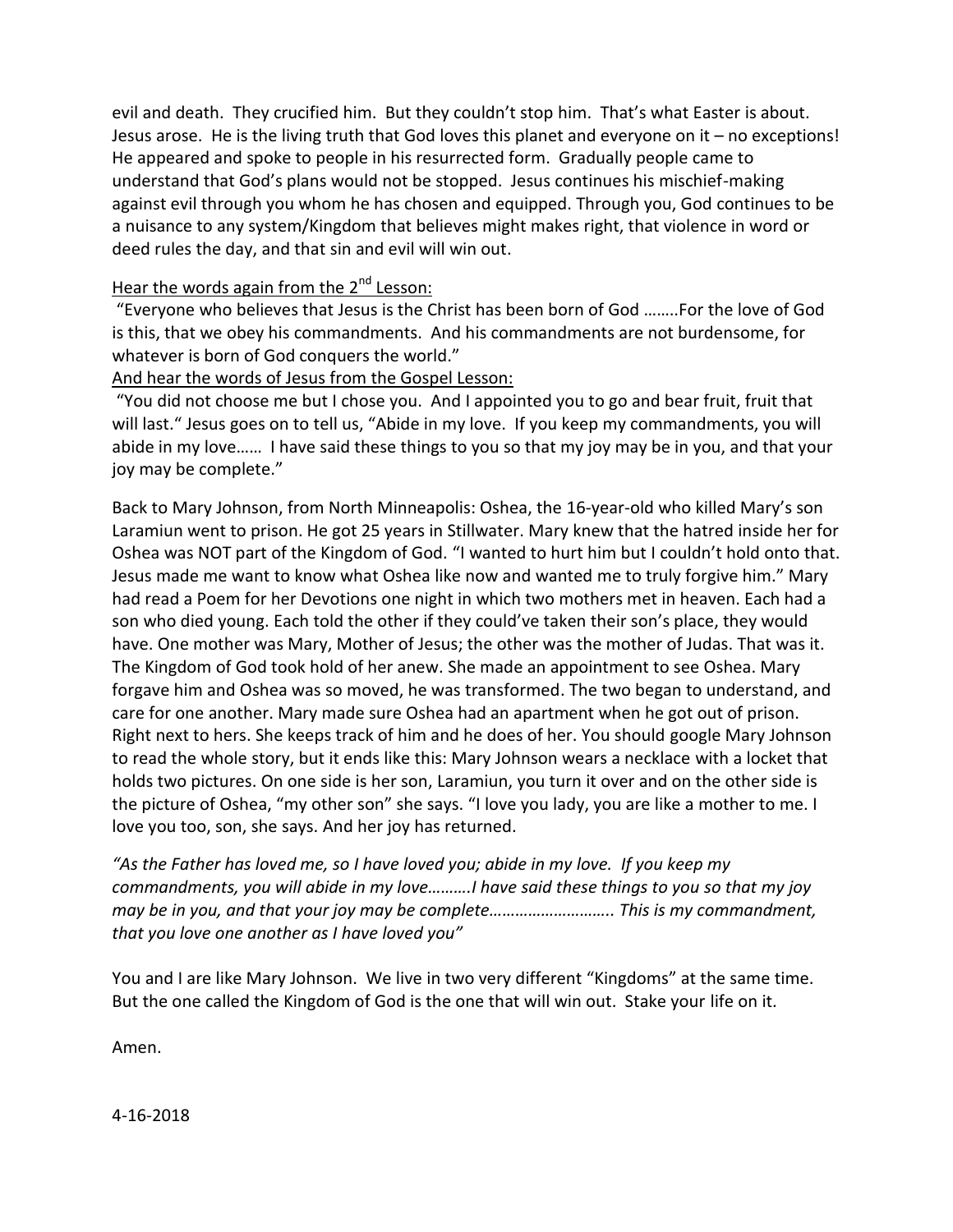evil and death. They crucified him. But they couldn't stop him. That's what Easter is about. Jesus arose. He is the living truth that God loves this planet and everyone on it – no exceptions! He appeared and spoke to people in his resurrected form. Gradually people came to understand that God's plans would not be stopped. Jesus continues his mischief-making against evil through you whom he has chosen and equipped. Through you, God continues to be a nuisance to any system/Kingdom that believes might makes right, that violence in word or deed rules the day, and that sin and evil will win out.

<u>Hear the words again from the 2nd Lesson:</u>
"Everyone who believes that Jesus is the Christ has been born of God ……..For the love of God is this, that we obey his commandments. And his commandments are not burdensome, for whatever is born of God conquers the world."
<u>And hear the words of Jesus from the Gospel Lesson:</u>
"You did not choose me but I chose you. And I appointed you to go and bear fruit, fruit that will last." Jesus goes on to tell us, "Abide in my love. If you keep my commandments, you will abide in my love…… I have said these things to you so that my joy may be in you, and that your joy may be complete."

Back to Mary Johnson, from North Minneapolis: Oshea, the 16-year-old who killed Mary's son Laramiun went to prison. He got 25 years in Stillwater. Mary knew that the hatred inside her for Oshea was NOT part of the Kingdom of God. "I wanted to hurt him but I couldn't hold onto that. Jesus made me want to know what Oshea like now and wanted me to truly forgive him." Mary had read a Poem for her Devotions one night in which two mothers met in heaven. Each had a son who died young. Each told the other if they could've taken their son's place, they would have. One mother was Mary, Mother of Jesus; the other was the mother of Judas. That was it. The Kingdom of God took hold of her anew. She made an appointment to see Oshea. Mary forgave him and Oshea was so moved, he was transformed. The two began to understand, and care for one another. Mary made sure Oshea had an apartment when he got out of prison. Right next to hers. She keeps track of him and he does of her. You should google Mary Johnson to read the whole story, but it ends like this: Mary Johnson wears a necklace with a locket that holds two pictures. On one side is her son, Laramiun, you turn it over and on the other side is the picture of Oshea, "my other son" she says. "I love you lady, you are like a mother to me. I love you too, son, she says. And her joy has returned.

*"As the Father has loved me, so I have loved you; abide in my love. If you keep my commandments, you will abide in my love……….I have said these things to you so that my joy may be in you, and that your joy may be complete……………………….. This is my commandment, that you love one another as I have loved you"*

You and I are like Mary Johnson. We live in two very different "Kingdoms" at the same time. But the one called the Kingdom of God is the one that will win out. Stake your life on it.

Amen.

4-16-2018